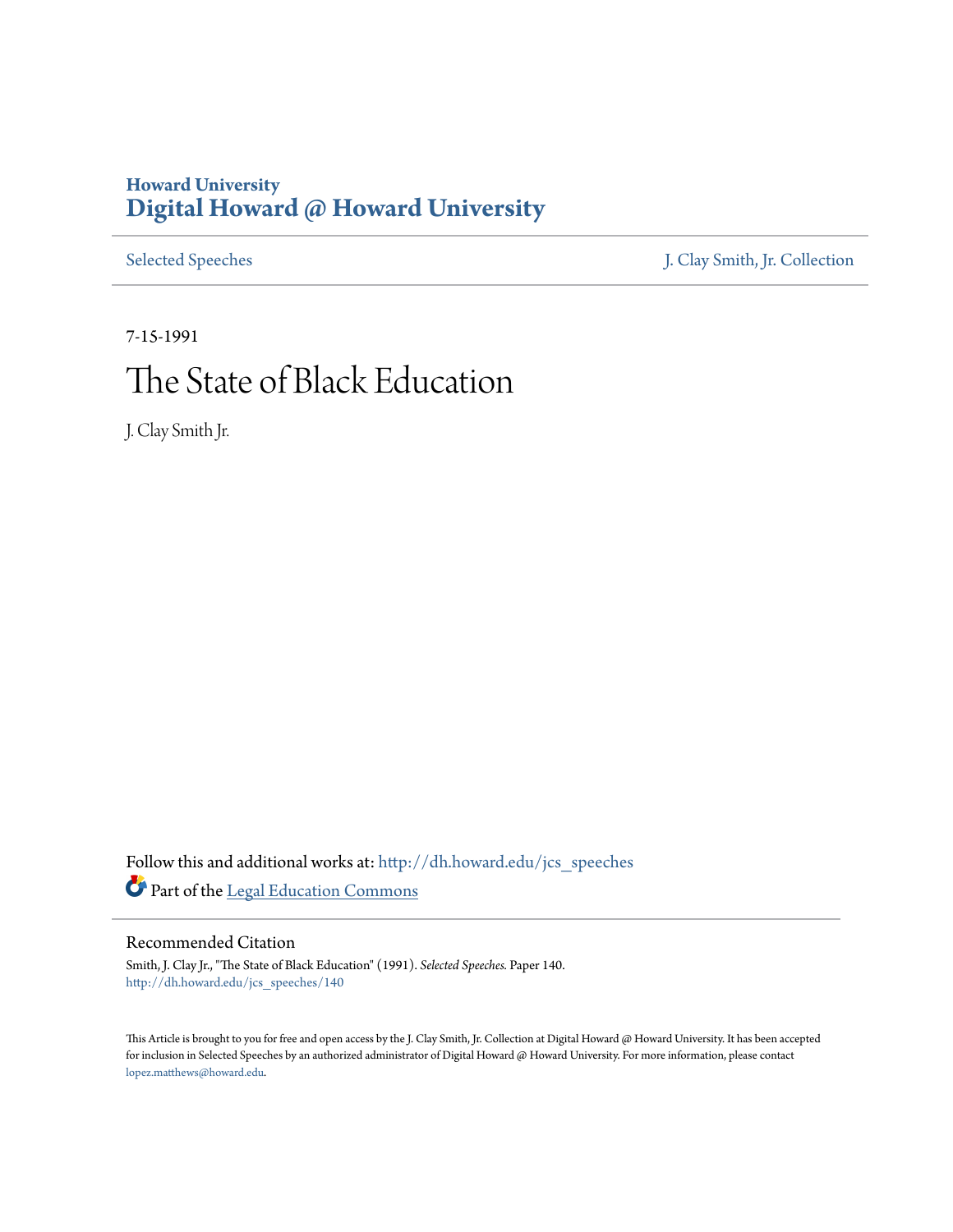Howard University
# Digital Howard @ Howard University

Selected Speeches | J. Clay Smith, Jr. Collection

7-15-1991

# The State of Black Education

J. Clay Smith Jr.

Follow this and additional works at: http://dh.howard.edu/jcs_speeches

Part of the Legal Education Commons

## Recommended Citation

Smith, J. Clay Jr., "The State of Black Education" (1991). *Selected Speeches.* Paper 140.
http://dh.howard.edu/jcs_speeches/140

This Article is brought to you for free and open access by the J. Clay Smith, Jr. Collection at Digital Howard @ Howard University. It has been accepted for inclusion in Selected Speeches by an authorized administrator of Digital Howard @ Howard University. For more information, please contact lopez.matthews@howard.edu.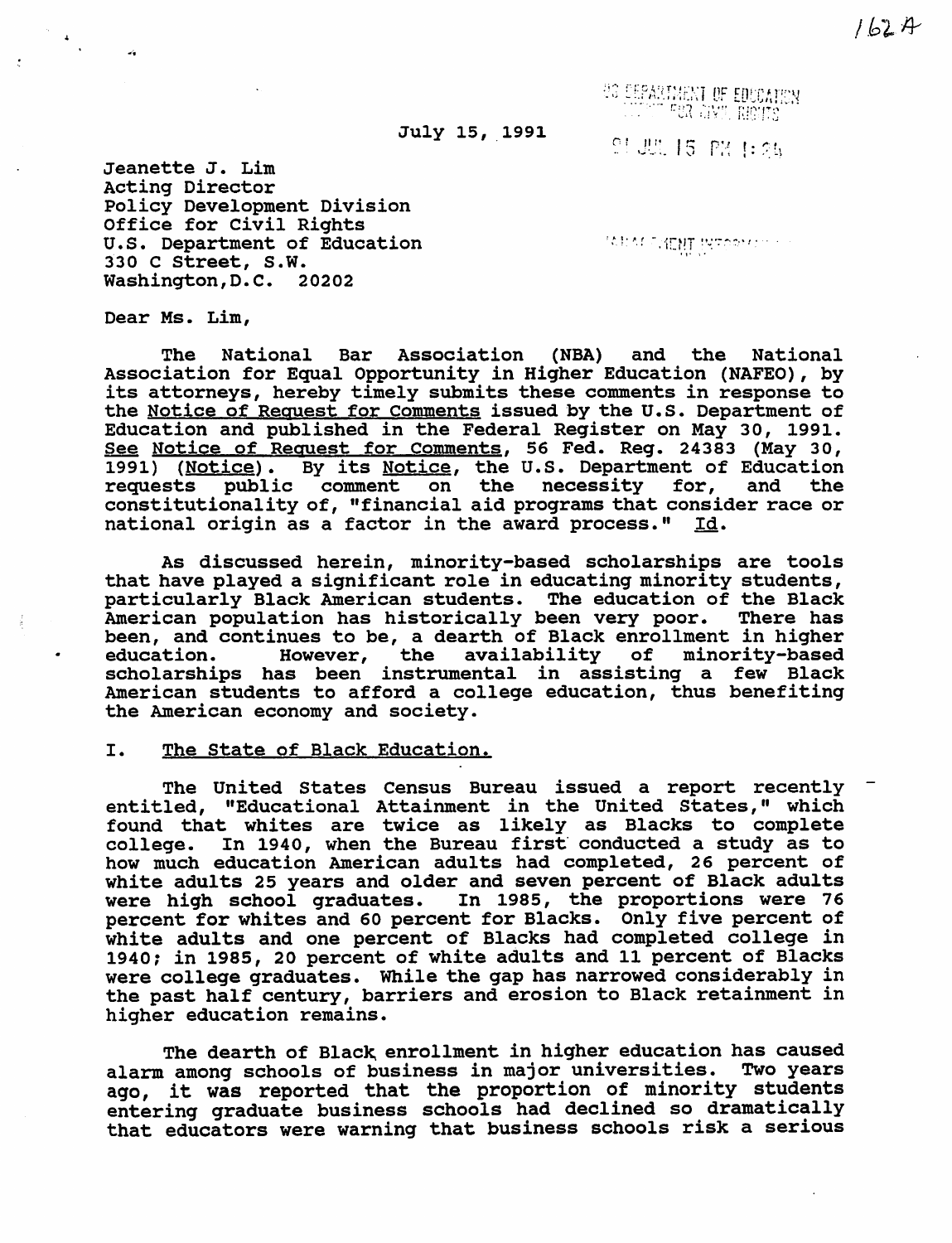162A

US DEPARTMENT OF EDUCATION
OFFICE FOR CIVIL RIGHTS

91 JUL 15 PM 1:25

July 15, 1991

Jeanette J. Lim
Acting Director
Policy Development Division
Office for Civil Rights
U.S. Department of Education
330 C Street, S.W.
Washington, D.C. 20202

Dear Ms. Lim,

The National Bar Association (NBA) and the National Association for Equal Opportunity in Higher Education (NAFEO), by its attorneys, hereby timely submits these comments in response to the Notice of Request for Comments issued by the U.S. Department of Education and published in the Federal Register on May 30, 1991. See Notice of Request for Comments, 56 Fed. Reg. 24383 (May 30, 1991) (Notice). By its Notice, the U.S. Department of Education requests public comment on the necessity for, and the constitutionality of, "financial aid programs that consider race or national origin as a factor in the award process." Id.

As discussed herein, minority-based scholarships are tools that have played a significant role in educating minority students, particularly Black American students. The education of the Black American population has historically been very poor. There has been, and continues to be, a dearth of Black enrollment in higher education. However, the availability of minority-based scholarships has been instrumental in assisting a few Black American students to afford a college education, thus benefiting the American economy and society.

## I. The State of Black Education.

The United States Census Bureau issued a report recently entitled, "Educational Attainment in the United States," which found that whites are twice as likely as Blacks to complete college. In 1940, when the Bureau first conducted a study as to how much education American adults had completed, 26 percent of white adults 25 years and older and seven percent of Black adults were high school graduates. In 1985, the proportions were 76 percent for whites and 60 percent for Blacks. Only five percent of white adults and one percent of Blacks had completed college in 1940; in 1985, 20 percent of white adults and 11 percent of Blacks were college graduates. While the gap has narrowed considerably in the past half century, barriers and erosion to Black retainment in higher education remains.

The dearth of Black enrollment in higher education has caused alarm among schools of business in major universities. Two years ago, it was reported that the proportion of minority students entering graduate business schools had declined so dramatically that educators were warning that business schools risk a serious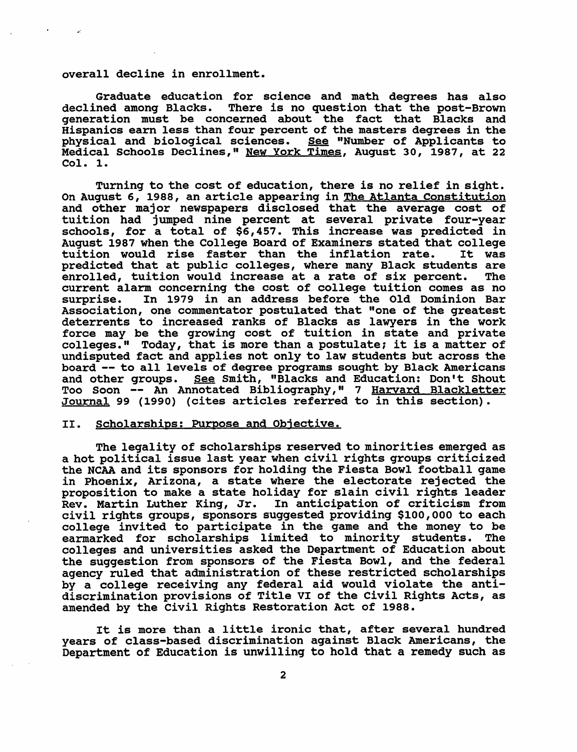overall decline in enrollment.

Graduate education for science and math degrees has also declined among Blacks. There is no question that the post-Brown generation must be concerned about the fact that Blacks and Hispanics earn less than four percent of the masters degrees in the physical and biological sciences. See "Number of Applicants to Medical Schools Declines," New York Times, August 30, 1987, at 22 Col. 1.

Turning to the cost of education, there is no relief in sight. On August 6, 1988, an article appearing in The Atlanta Constitution and other major newspapers disclosed that the average cost of tuition had jumped nine percent at several private four-year schools, for a total of $6,457. This increase was predicted in August 1987 when the College Board of Examiners stated that college tuition would rise faster than the inflation rate. It was predicted that at public colleges, where many Black students are enrolled, tuition would increase at a rate of six percent. The current alarm concerning the cost of college tuition comes as no surprise. In 1979 in an address before the Old Dominion Bar Association, one commentator postulated that "one of the greatest deterrents to increased ranks of Blacks as lawyers in the work force may be the growing cost of tuition in state and private colleges." Today, that is more than a postulate; it is a matter of undisputed fact and applies not only to law students but across the board -- to all levels of degree programs sought by Black Americans and other groups. See Smith, "Blacks and Education: Don't Shout Too Soon -- An Annotated Bibliography," 7 Harvard Blackletter Journal 99 (1990) (cites articles referred to in this section).

## II. Scholarships: Purpose and Objective.

The legality of scholarships reserved to minorities emerged as a hot political issue last year when civil rights groups criticized the NCAA and its sponsors for holding the Fiesta Bowl football game in Phoenix, Arizona, a state where the electorate rejected the proposition to make a state holiday for slain civil rights leader Rev. Martin Luther King, Jr. In anticipation of criticism from civil rights groups, sponsors suggested providing $100,000 to each college invited to participate in the game and the money to be earmarked for scholarships limited to minority students. The colleges and universities asked the Department of Education about the suggestion from sponsors of the Fiesta Bowl, and the federal agency ruled that administration of these restricted scholarships by a college receiving any federal aid would violate the anti-discrimination provisions of Title VI of the Civil Rights Acts, as amended by the Civil Rights Restoration Act of 1988.

It is more than a little ironic that, after several hundred years of class-based discrimination against Black Americans, the Department of Education is unwilling to hold that a remedy such as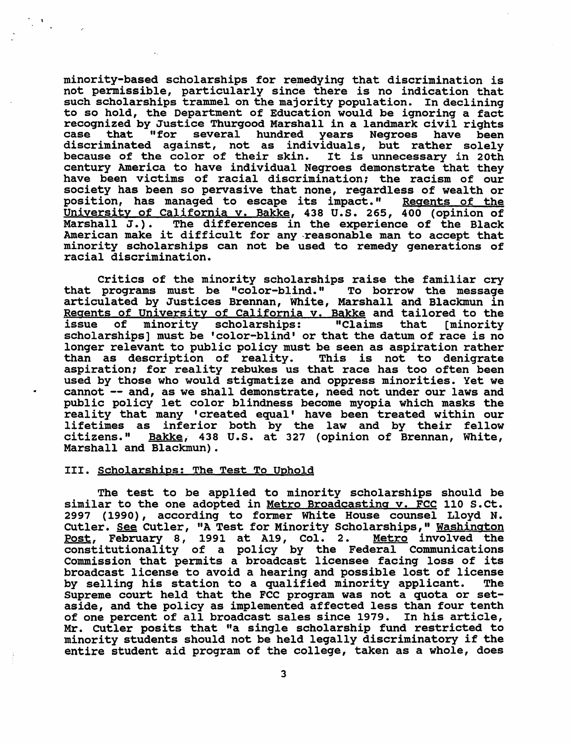minority-based scholarships for remedying that discrimination is not permissible, particularly since there is no indication that such scholarships trammel on the majority population. In declining to so hold, the Department of Education would be ignoring a fact recognized by Justice Thurgood Marshall in a landmark civil rights case that "for several hundred years Negroes have been discriminated against, not as individuals, but rather solely because of the color of their skin. It is unnecessary in 20th century America to have individual Negroes demonstrate that they have been victims of racial discrimination; the racism of our society has been so pervasive that none, regardless of wealth or position, has managed to escape its impact." Regents of the University of California v. Bakke, 438 U.S. 265, 400 (opinion of Marshall J.). The differences in the experience of the Black American make it difficult for any reasonable man to accept that minority scholarships can not be used to remedy generations of racial discrimination.

Critics of the minority scholarships raise the familiar cry that programs must be "color-blind." To borrow the message articulated by Justices Brennan, White, Marshall and Blackmun in Regents of University of California v. Bakke and tailored to the issue of minority scholarships: "Claims that [minority scholarships] must be 'color-blind' or that the datum of race is no longer relevant to public policy must be seen as aspiration rather than as description of reality. This is not to denigrate aspiration; for reality rebukes us that race has too often been used by those who would stigmatize and oppress minorities. Yet we cannot -- and, as we shall demonstrate, need not under our laws and public policy let color blindness become myopia which masks the reality that many 'created equal' have been treated within our lifetimes as inferior both by the law and by their fellow citizens." Bakke, 438 U.S. at 327 (opinion of Brennan, White, Marshall and Blackmun).

## III. Scholarships: The Test To Uphold

The test to be applied to minority scholarships should be similar to the one adopted in Metro Broadcasting v. FCC 110 S.Ct. 2997 (1990), according to former White House counsel Lloyd N. Cutler. See Cutler, "A Test for Minority Scholarships," Washington Post, February 8, 1991 at A19, Col. 2. Metro involved the constitutionality of a policy by the Federal Communications Commission that permits a broadcast licensee facing loss of its broadcast license to avoid a hearing and possible lost of license by selling his station to a qualified minority applicant. The Supreme court held that the FCC program was not a quota or set-aside, and the policy as implemented affected less than four tenth of one percent of all broadcast sales since 1979. In his article, Mr. Cutler posits that "a single scholarship fund restricted to minority students should not be held legally discriminatory if the entire student aid program of the college, taken as a whole, does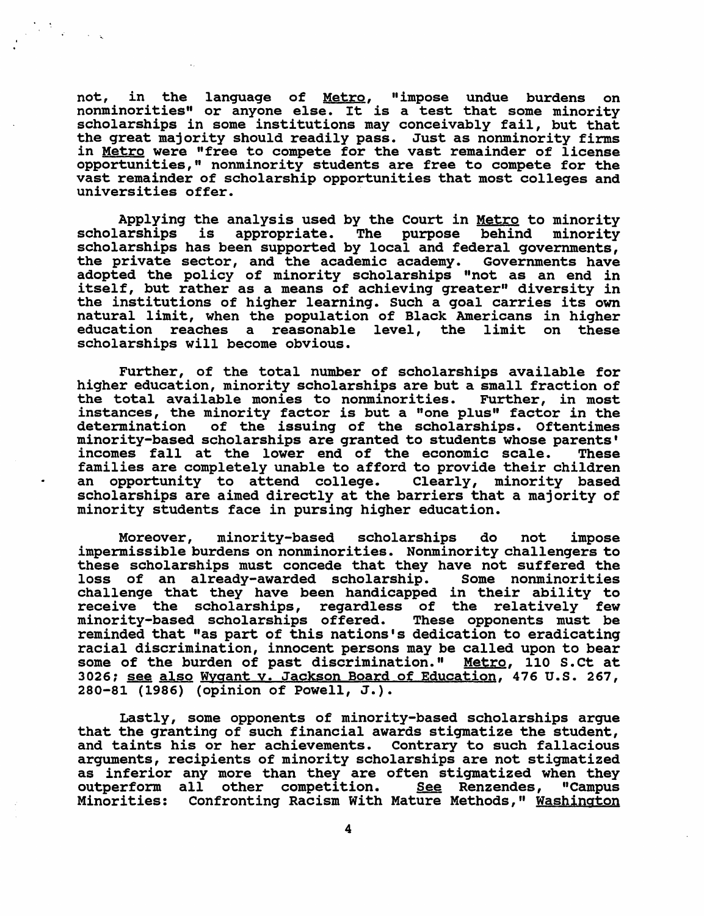not, in the language of Metro, "impose undue burdens on nonminorities" or anyone else. It is a test that some minority scholarships in some institutions may conceivably fail, but that the great majority should readily pass. Just as nonminority firms in Metro were "free to compete for the vast remainder of license opportunities," nonminority students are free to compete for the vast remainder of scholarship opportunities that most colleges and universities offer.

Applying the analysis used by the Court in Metro to minority scholarships is appropriate. The purpose behind minority scholarships has been supported by local and federal governments, the private sector, and the academic academy. Governments have adopted the policy of minority scholarships "not as an end in itself, but rather as a means of achieving greater" diversity in the institutions of higher learning. Such a goal carries its own natural limit, when the population of Black Americans in higher education reaches a reasonable level, the limit on these scholarships will become obvious.

Further, of the total number of scholarships available for higher education, minority scholarships are but a small fraction of the total available monies to nonminorities. Further, in most instances, the minority factor is but a "one plus" factor in the determination of the issuing of the scholarships. Oftentimes minority-based scholarships are granted to students whose parents' incomes fall at the lower end of the economic scale. These families are completely unable to afford to provide their children an opportunity to attend college. Clearly, minority based scholarships are aimed directly at the barriers that a majority of minority students face in pursing higher education.

Moreover, minority-based scholarships do not impose impermissible burdens on nonminorities. Nonminority challengers to these scholarships must concede that they have not suffered the loss of an already-awarded scholarship. Some nonminorities challenge that they have been handicapped in their ability to receive the scholarships, regardless of the relatively few minority-based scholarships offered. These opponents must be reminded that "as part of this nations's dedication to eradicating racial discrimination, innocent persons may be called upon to bear some of the burden of past discrimination." Metro, 110 S.Ct at 3026; see also Wygant v. Jackson Board of Education, 476 U.S. 267, 280-81 (1986) (opinion of Powell, J.).

Lastly, some opponents of minority-based scholarships argue that the granting of such financial awards stigmatize the student, and taints his or her achievements. Contrary to such fallacious arguments, recipients of minority scholarships are not stigmatized as inferior any more than they are often stigmatized when they outperform all other competition. See Renzendes, "Campus Minorities: Confronting Racism With Mature Methods," Washington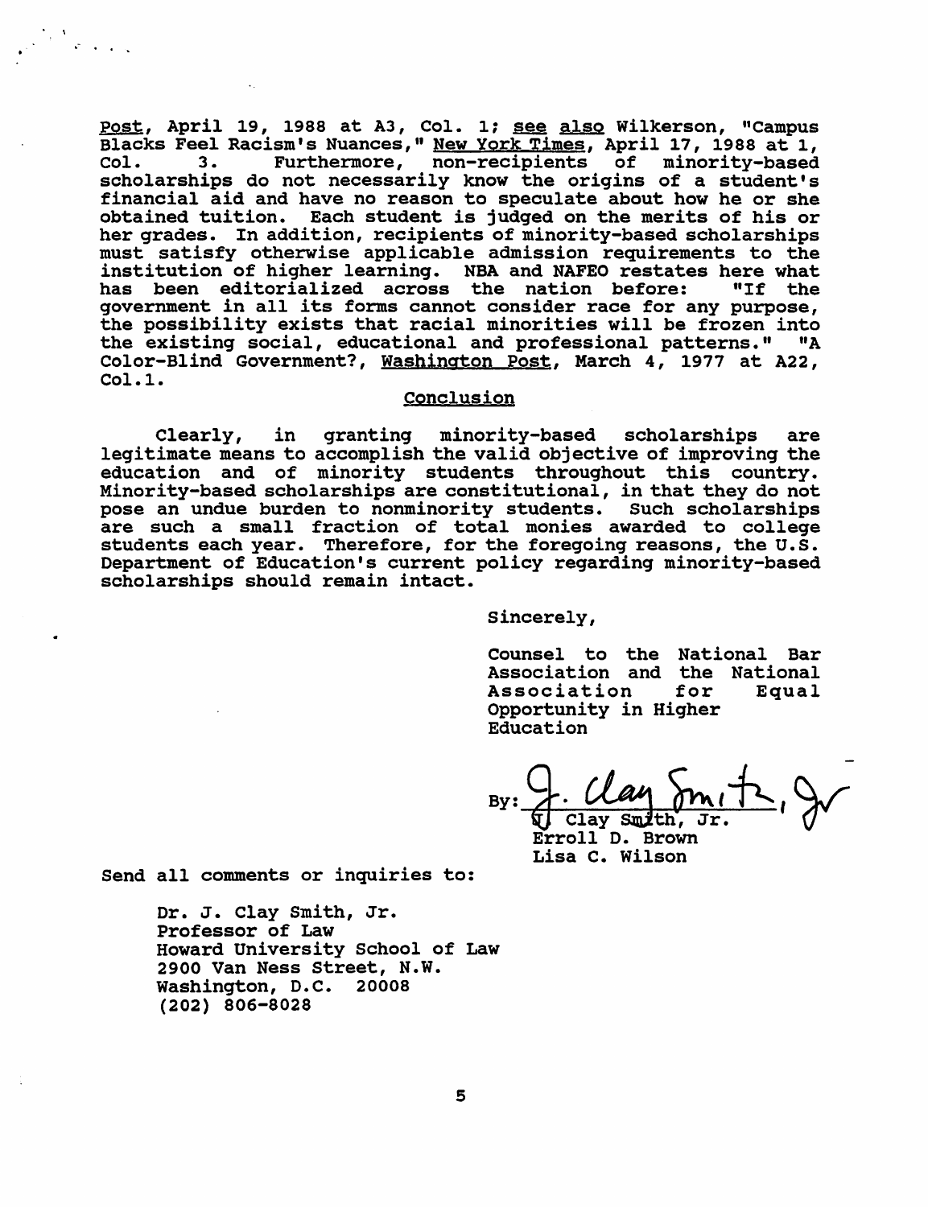Post, April 19, 1988 at A3, Col. 1; see also Wilkerson, "Campus Blacks Feel Racism's Nuances," New York Times, April 17, 1988 at 1, Col. 3. Furthermore, non-recipients of minority-based scholarships do not necessarily know the origins of a student's financial aid and have no reason to speculate about how he or she obtained tuition. Each student is judged on the merits of his or her grades. In addition, recipients of minority-based scholarships must satisfy otherwise applicable admission requirements to the institution of higher learning. NBA and NAFEO restates here what has been editorialized across the nation before: "If the government in all its forms cannot consider race for any purpose, the possibility exists that racial minorities will be frozen into the existing social, educational and professional patterns." "A Color-Blind Government?, Washington Post, March 4, 1977 at A22, Col.1.

## Conclusion

Clearly, in granting minority-based scholarships are legitimate means to accomplish the valid objective of improving the education and of minority students throughout this country. Minority-based scholarships are constitutional, in that they do not pose an undue burden to nonminority students. Such scholarships are such a small fraction of total monies awarded to college students each year. Therefore, for the foregoing reasons, the U.S. Department of Education's current policy regarding minority-based scholarships should remain intact.

Sincerely,

Counsel to the National Bar Association and the National Association for Equal Opportunity in Higher Education

By: J. Clay Smith, Jr.
J. Clay Smith, Jr.
Erroll D. Brown
Lisa C. Wilson

Send all comments or inquiries to:

Dr. J. Clay Smith, Jr.
Professor of Law
Howard University School of Law
2900 Van Ness Street, N.W.
Washington, D.C. 20008
(202) 806-8028